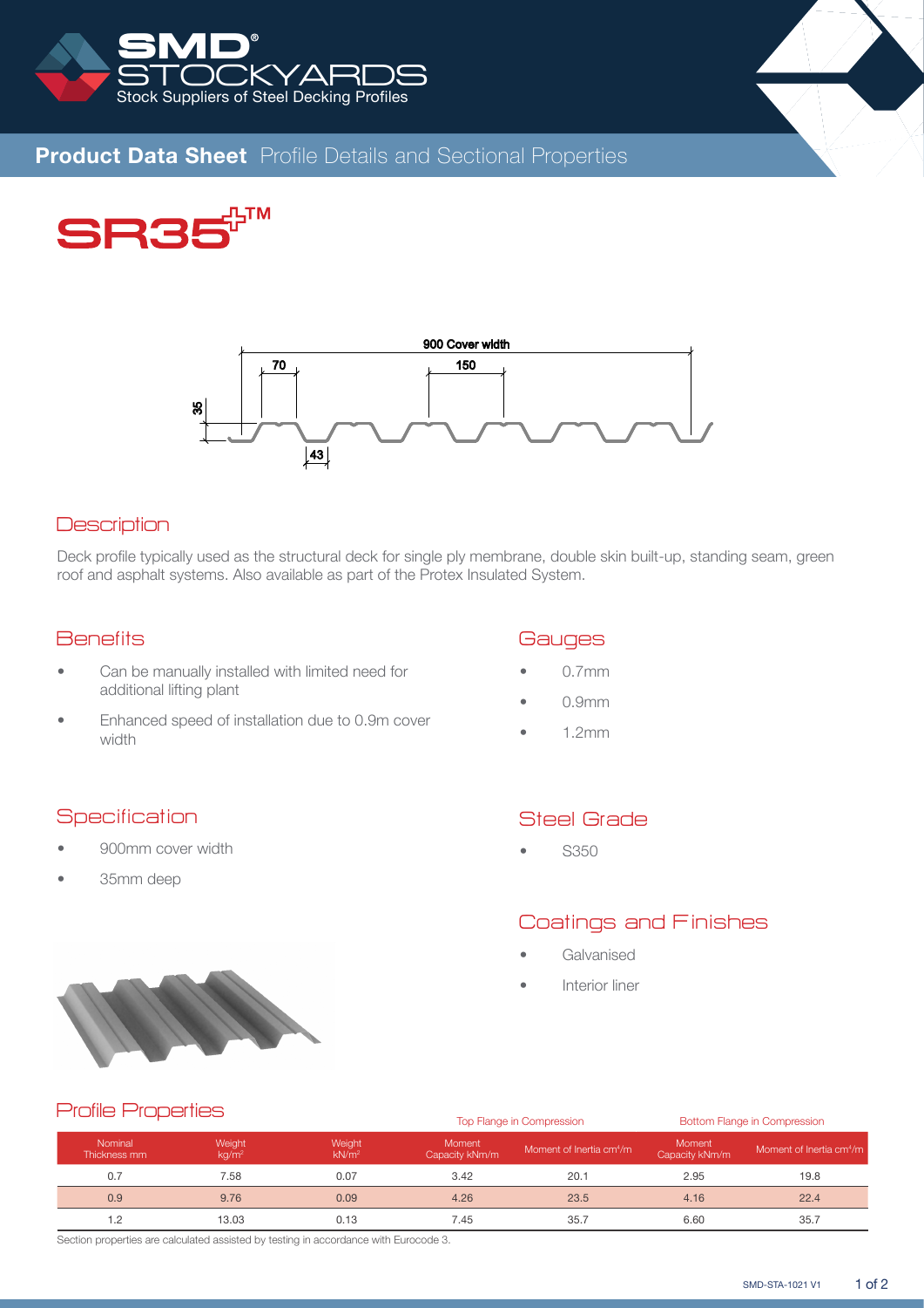# SMD STOCKYARDS

Stock Suppliers of Steel Decking Profiles

## Product Data Sheet Profile Details and Sectional Properties

# SR35™

900 Cover width

70

150

35

43

## Description

Deck profile typically used as the structural deck for single ply membrane, double skin built-up, standing seam, green roof and asphalt systems. Also available as part of the Protex Insulated System.

## Benefits

- Can be manually installed with limited need for additional lifting plant
- Enhanced speed of installation due to 0.9m cover width

## Gauges

- 0.7mm
- 0.9mm
- 1.2mm

## Specification

- 900mm cover width
- 35mm deep

## Steel Grade

- S350

## Coatings and Finishes

- Galvanised
- Interior liner

## Profile Properties

| | | | Top Flange in Compression | | Bottom Flange in Compression | |
|---|---|---|---|---|---|---|
| Nominal Thickness mm | Weight $kg/m^2$ | Weight $kN/m^2$ | Moment Capacity kNm/m | Moment of Inertia $cm^4/m$ | Moment Capacity kNm/m | Moment of Inertia $cm^4/m$ |
| 0.7 | 7.58 | 0.07 | 3.42 | 20.1 | 2.95 | 19.8 |
| 0.9 | 9.76 | 0.09 | 4.26 | 23.5 | 4.16 | 22.4 |
| 1.2 | 13.03 | 0.13 | 7.45 | 35.7 | 6.60 | 35.7 |

Section properties are calculated assisted by testing in accordance with Eurocode 3.

SMD-STA-1021 V1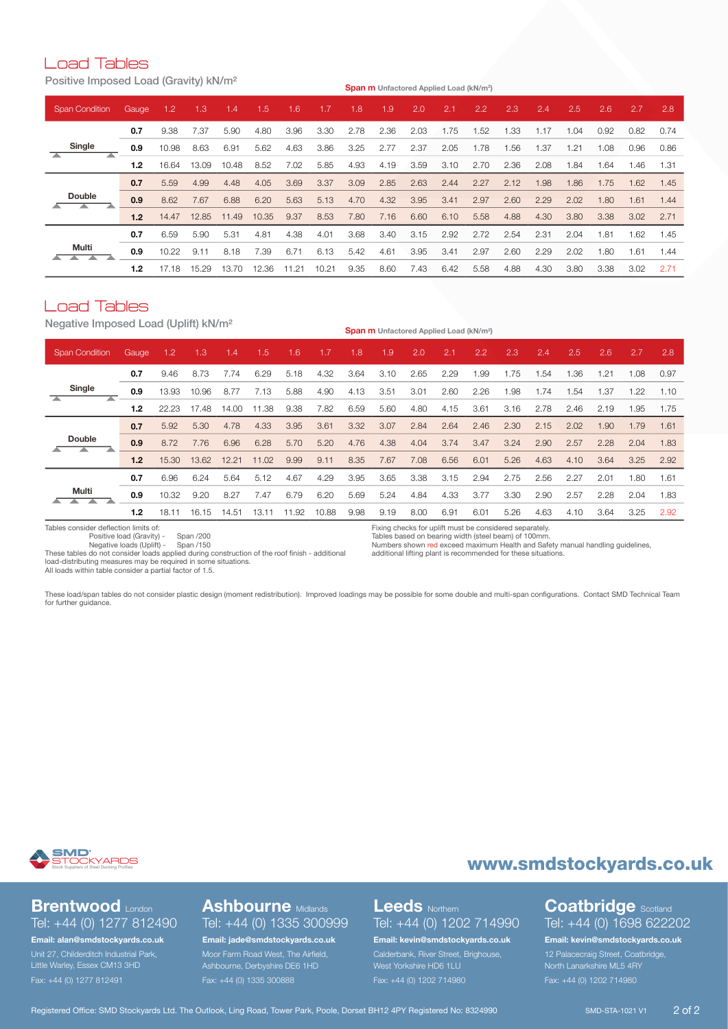## Load Tables

Positive Imposed Load (Gravity) kN/m²

**Span m** Unfactored Applied Load (kN/m²)

| Span Condition | Gauge | 1.2 | 1.3 | 1.4 | 1.5 | 1.6 | 1.7 | 1.8 | 1.9 | 2.0 | 2.1 | 2.2 | 2.3 | 2.4 | 2.5 | 2.6 | 2.7 | 2.8 |
|---|---|---|---|---|---|---|---|---|---|---|---|---|---|---|---|---|---|---|
| Single | 0.7 | 9.38 | 7.37 | 5.90 | 4.80 | 3.96 | 3.30 | 2.78 | 2.36 | 2.03 | 1.75 | 1.52 | 1.33 | 1.17 | 1.04 | 0.92 | 0.82 | 0.74 |
| | 0.9 | 10.98 | 8.63 | 6.91 | 5.62 | 4.63 | 3.86 | 3.25 | 2.77 | 2.37 | 2.05 | 1.78 | 1.56 | 1.37 | 1.21 | 1.08 | 0.96 | 0.86 |
| | 1.2 | 16.64 | 13.09 | 10.48 | 8.52 | 7.02 | 5.85 | 4.93 | 4.19 | 3.59 | 3.10 | 2.70 | 2.36 | 2.08 | 1.84 | 1.64 | 1.46 | 1.31 |
| Double | 0.7 | 5.59 | 4.99 | 4.48 | 4.05 | 3.69 | 3.37 | 3.09 | 2.85 | 2.63 | 2.44 | 2.27 | 2.12 | 1.98 | 1.86 | 1.75 | 1.62 | 1.45 |
| | 0.9 | 8.62 | 7.67 | 6.88 | 6.20 | 5.63 | 5.13 | 4.70 | 4.32 | 3.95 | 3.41 | 2.97 | 2.60 | 2.29 | 2.02 | 1.80 | 1.61 | 1.44 |
| | 1.2 | 14.47 | 12.85 | 11.49 | 10.35 | 9.37 | 8.53 | 7.80 | 7.16 | 6.60 | 6.10 | 5.58 | 4.88 | 4.30 | 3.80 | 3.38 | 3.02 | 2.71 |
| Multi | 0.7 | 6.59 | 5.90 | 5.31 | 4.81 | 4.38 | 4.01 | 3.68 | 3.40 | 3.15 | 2.92 | 2.72 | 2.54 | 2.31 | 2.04 | 1.81 | 1.62 | 1.45 |
| | 0.9 | 10.22 | 9.11 | 8.18 | 7.39 | 6.71 | 6.13 | 5.42 | 4.61 | 3.95 | 3.41 | 2.97 | 2.60 | 2.29 | 2.02 | 1.80 | 1.61 | 1.44 |
| | 1.2 | 17.18 | 15.29 | 13.70 | 12.36 | 11.21 | 10.21 | 9.35 | 8.60 | 7.43 | 6.42 | 5.58 | 4.88 | 4.30 | 3.80 | 3.38 | 3.02 | 2.71 |

## Load Tables

Negative Imposed Load (Uplift) kN/m²

**Span m** Unfactored Applied Load (kN/m²)

| Span Condition | Gauge | 1.2 | 1.3 | 1.4 | 1.5 | 1.6 | 1.7 | 1.8 | 1.9 | 2.0 | 2.1 | 2.2 | 2.3 | 2.4 | 2.5 | 2.6 | 2.7 | 2.8 |
|---|---|---|---|---|---|---|---|---|---|---|---|---|---|---|---|---|---|---|
| Single | 0.7 | 9.46 | 8.73 | 7.74 | 6.29 | 5.18 | 4.32 | 3.64 | 3.10 | 2.65 | 2.29 | 1.99 | 1.75 | 1.54 | 1.36 | 1.21 | 1.08 | 0.97 |
| | 0.9 | 13.93 | 10.96 | 8.77 | 7.13 | 5.88 | 4.90 | 4.13 | 3.51 | 3.01 | 2.60 | 2.26 | 1.98 | 1.74 | 1.54 | 1.37 | 1.22 | 1.10 |
| | 1.2 | 22.23 | 17.48 | 14.00 | 11.38 | 9.38 | 7.82 | 6.59 | 5.60 | 4.80 | 4.15 | 3.61 | 3.16 | 2.78 | 2.46 | 2.19 | 1.95 | 1.75 |
| Double | 0.7 | 5.92 | 5.30 | 4.78 | 4.33 | 3.95 | 3.61 | 3.32 | 3.07 | 2.84 | 2.64 | 2.46 | 2.30 | 2.15 | 2.02 | 1.90 | 1.79 | 1.61 |
| | 0.9 | 8.72 | 7.76 | 6.96 | 6.28 | 5.70 | 5.20 | 4.76 | 4.38 | 4.04 | 3.74 | 3.47 | 3.24 | 2.90 | 2.57 | 2.28 | 2.04 | 1.83 |
| | 1.2 | 15.30 | 13.62 | 12.21 | 11.02 | 9.99 | 9.11 | 8.35 | 7.67 | 7.08 | 6.56 | 6.01 | 5.26 | 4.63 | 4.10 | 3.64 | 3.25 | 2.92 |
| Multi | 0.7 | 6.96 | 6.24 | 5.64 | 5.12 | 4.67 | 4.29 | 3.95 | 3.65 | 3.38 | 3.15 | 2.94 | 2.75 | 2.56 | 2.27 | 2.01 | 1.80 | 1.61 |
| | 0.9 | 10.32 | 9.20 | 8.27 | 7.47 | 6.79 | 6.20 | 5.69 | 5.24 | 4.84 | 4.33 | 3.77 | 3.30 | 2.90 | 2.57 | 2.28 | 2.04 | 1.83 |
| | 1.2 | 18.11 | 16.15 | 14.51 | 13.11 | 11.92 | 10.88 | 9.98 | 9.19 | 8.00 | 6.91 | 6.01 | 5.26 | 4.63 | 4.10 | 3.64 | 3.25 | 2.92 |

Tables consider deflection limits of:
Positive load (Gravity) - Span /200
Negative loads (Uplift) - Span /150

These tables do not consider loads applied during construction of the roof finish - additional load-distributing measures may be required in some situations.
All loads within table consider a partial factor of 1.5.

Fixing checks for uplift must be considered separately.
Tables based on bearing width (steel beam) of 100mm.
Numbers shown red exceed maximum Health and Safety manual handling guidelines, additional lifting plant is recommended for these situations.

These load/span tables do not consider plastic design (moment redistribution). Improved loadings may be possible for some double and multi-span configurations. Contact SMD Technical Team for further guidance.

SMD STOCKYARDS
Stock Suppliers of Steel Decking Profiles

www.smdstockyards.co.uk

**Brentwood** London
Tel: +44 (0) 1277 812490
**Email: alan@smdstockyards.co.uk**
Unit 27, Childerditch Industrial Park, Little Warley, Essex CM13 3HD
Fax: +44 (0) 1277 812491

**Ashbourne** Midlands
Tel: +44 (0) 1335 300999
**Email: jade@smdstockyards.co.uk**
Moor Farm Road West, The Airfield, Ashbourne, Derbyshire DE6 1HD
Fax: +44 (0) 1335 300888

**Leeds** Northern
Tel: +44 (0) 1202 714990
**Email: kevin@smdstockyards.co.uk**
Calderbank, River Street, Brighouse, West Yorkshire HD6 1LU
Fax: +44 (0) 1202 714980

**Coatbridge** Scotland
Tel: +44 (0) 1698 622202
**Email: kevin@smdstockyards.co.uk**
12 Palacecraig Street, Coatbridge, North Lanarkshire ML5 4RY
Fax: +44 (0) 1202 714980

Registered Office: SMD Stockyards Ltd. The Outlook, Ling Road, Tower Park, Poole, Dorset BH12 4PY Registered No: 8324990

SMD-STA-1021 V1